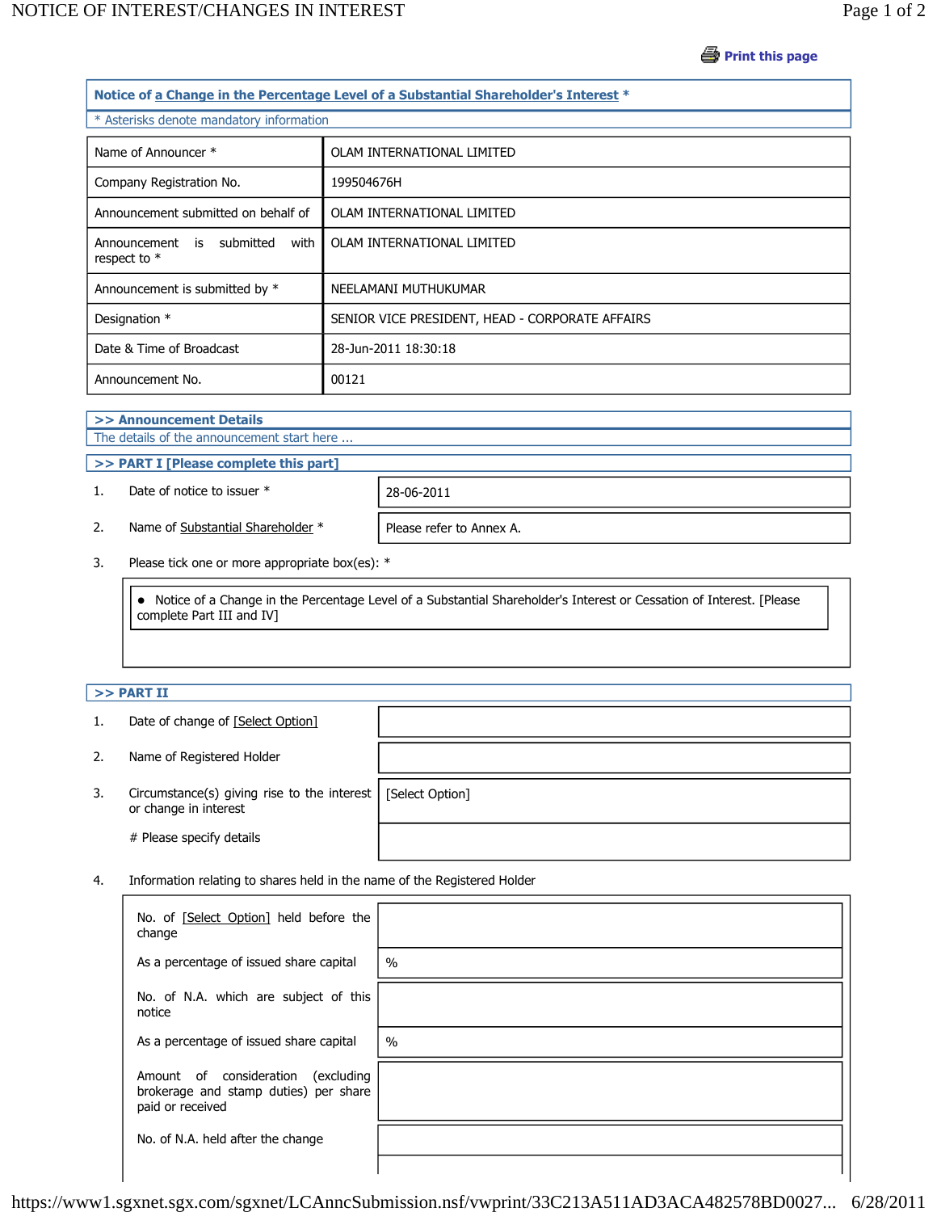Print this page

## Notice of a Change in the Percentage Level of a Substantial Shareholder's Interest *

* Asterisks denote mandatory information

| | |
|---|---|
| Name of Announcer * | OLAM INTERNATIONAL LIMITED |
| Company Registration No. | 199504676H |
| Announcement submitted on behalf of | OLAM INTERNATIONAL LIMITED |
| Announcement is submitted with respect to * | OLAM INTERNATIONAL LIMITED |
| Announcement is submitted by * | NEELAMANI MUTHUKUMAR |
| Designation * | SENIOR VICE PRESIDENT, HEAD - CORPORATE AFFAIRS |
| Date & Time of Broadcast | 28-Jun-2011 18:30:18 |
| Announcement No. | 00121 |

### >> Announcement Details

The details of the announcement start here ...

### >> PART I [Please complete this part]

| | | |
|---|---|---|
| 1. | Date of notice to issuer * | 28-06-2011 |
| 2. | Name of Substantial Shareholder * | Please refer to Annex A. |

3. Please tick one or more appropriate box(es): *

- Notice of a Change in the Percentage Level of a Substantial Shareholder's Interest or Cessation of Interest. [Please complete Part III and IV]

### >> PART II

| | | |
|---|---|---|
| 1. | Date of change of [Select Option] | |
| 2. | Name of Registered Holder | |
| 3. | Circumstance(s) giving rise to the interest or change in interest | [Select Option] |
| | # Please specify details | |

4. Information relating to shares held in the name of the Registered Holder

| | |
|---|---|
| No. of [Select Option] held before the change | |
| As a percentage of issued share capital | % |
| No. of N.A. which are subject of this notice | |
| As a percentage of issued share capital | % |
| Amount of consideration (excluding brokerage and stamp duties) per share paid or received | |
| No. of N.A. held after the change | |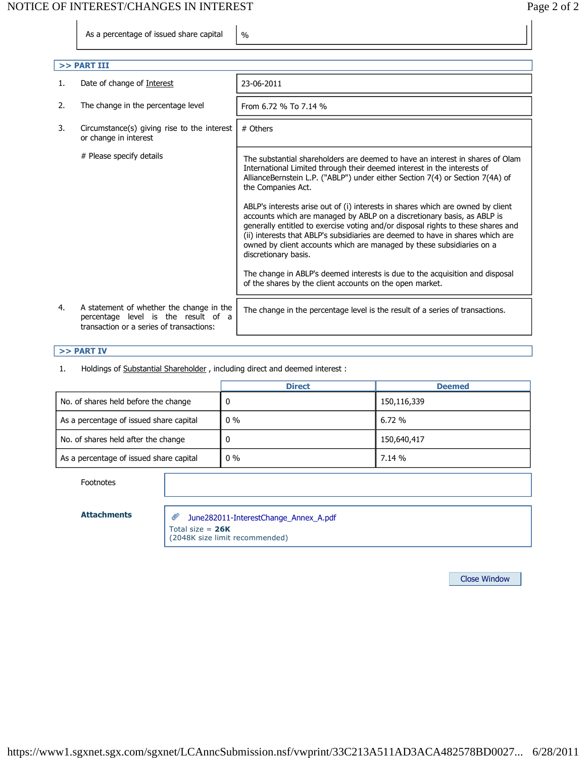| | |
|---|---|
| As a percentage of issued share capital | % |

## >> PART III

1. Date of change of Interest: 23-06-2011

2. The change in the percentage level: From 6.72 % To 7.14 %

3. Circumstance(s) giving rise to the interest or change in interest: # Others

   # Please specify details

   The substantial shareholders are deemed to have an interest in shares of Olam International Limited through their deemed interest in the interests of AllianceBernstein L.P. ("ABLP") under either Section 7(4) or Section 7(4A) of the Companies Act.

   ABLP's interests arise out of (i) interests in shares which are owned by client accounts which are managed by ABLP on a discretionary basis, as ABLP is generally entitled to exercise voting and/or disposal rights to these shares and (ii) interests that ABLP's subsidiaries are deemed to have in shares which are owned by client accounts which are managed by these subsidiaries on a discretionary basis.

   The change in ABLP's deemed interests is due to the acquisition and disposal of the shares by the client accounts on the open market.

4. A statement of whether the change in the percentage level is the result of a transaction or a series of transactions: The change in the percentage level is the result of a series of transactions.

## >> PART IV

1. Holdings of Substantial Shareholder , including direct and deemed interest :

| | Direct | Deemed |
|---|---|---|
| No. of shares held before the change | 0 | 150,116,339 |
| As a percentage of issued share capital | 0 % | 6.72 % |
| No. of shares held after the change | 0 | 150,640,417 |
| As a percentage of issued share capital | 0 % | 7.14 % |

Footnotes

**Attachments**

June282011-InterestChange_Annex_A.pdf
Total size = **26K**
(2048K size limit recommended)

Close Window